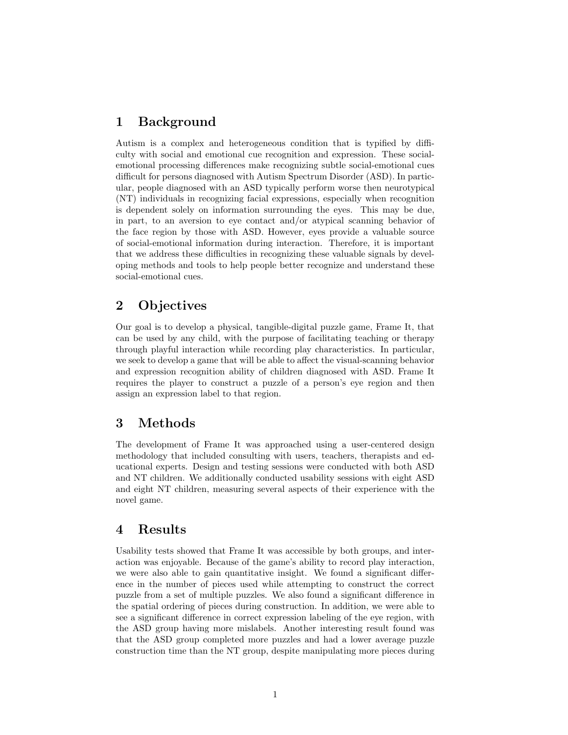# 1 Background

Autism is a complex and heterogeneous condition that is typified by difficulty with social and emotional cue recognition and expression. These social-emotional processing differences make recognizing subtle social-emotional cues difficult for persons diagnosed with Autism Spectrum Disorder (ASD). In particular, people diagnosed with an ASD typically perform worse then neurotypical (NT) individuals in recognizing facial expressions, especially when recognition is dependent solely on information surrounding the eyes. This may be due, in part, to an aversion to eye contact and/or atypical scanning behavior of the face region by those with ASD. However, eyes provide a valuable source of social-emotional information during interaction. Therefore, it is important that we address these difficulties in recognizing these valuable signals by developing methods and tools to help people better recognize and understand these social-emotional cues.

# 2 Objectives

Our goal is to develop a physical, tangible-digital puzzle game, Frame It, that can be used by any child, with the purpose of facilitating teaching or therapy through playful interaction while recording play characteristics. In particular, we seek to develop a game that will be able to affect the visual-scanning behavior and expression recognition ability of children diagnosed with ASD. Frame It requires the player to construct a puzzle of a person's eye region and then assign an expression label to that region.

# 3 Methods

The development of Frame It was approached using a user-centered design methodology that included consulting with users, teachers, therapists and educational experts. Design and testing sessions were conducted with both ASD and NT children. We additionally conducted usability sessions with eight ASD and eight NT children, measuring several aspects of their experience with the novel game.

# 4 Results

Usability tests showed that Frame It was accessible by both groups, and interaction was enjoyable. Because of the game's ability to record play interaction, we were also able to gain quantitative insight. We found a significant difference in the number of pieces used while attempting to construct the correct puzzle from a set of multiple puzzles. We also found a significant difference in the spatial ordering of pieces during construction. In addition, we were able to see a significant difference in correct expression labeling of the eye region, with the ASD group having more mislabels. Another interesting result found was that the ASD group completed more puzzles and had a lower average puzzle construction time than the NT group, despite manipulating more pieces during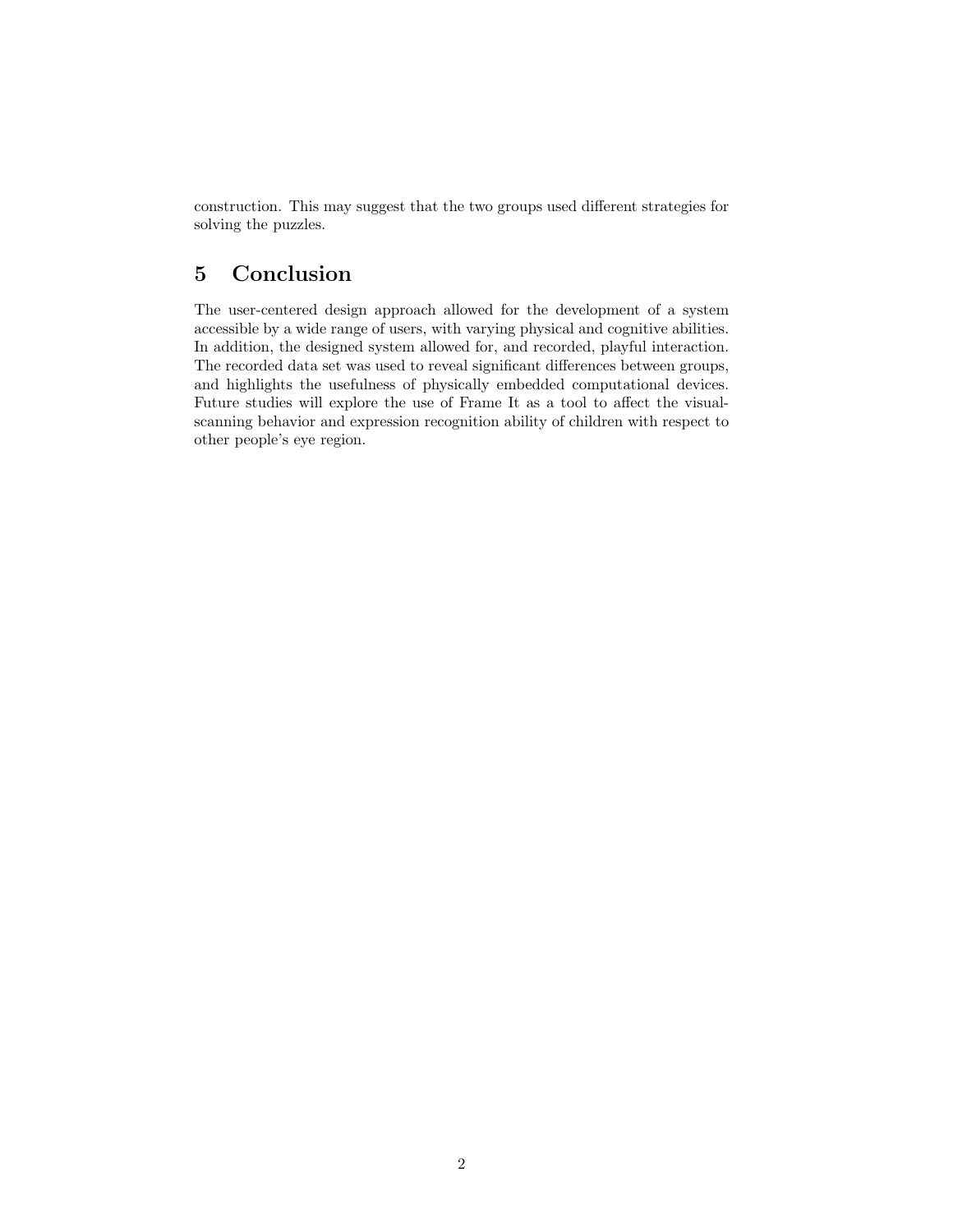construction. This may suggest that the two groups used different strategies for solving the puzzles.

## 5 Conclusion

The user-centered design approach allowed for the development of a system accessible by a wide range of users, with varying physical and cognitive abilities. In addition, the designed system allowed for, and recorded, playful interaction. The recorded data set was used to reveal significant differences between groups, and highlights the usefulness of physically embedded computational devices. Future studies will explore the use of Frame It as a tool to affect the visual-scanning behavior and expression recognition ability of children with respect to other people's eye region.